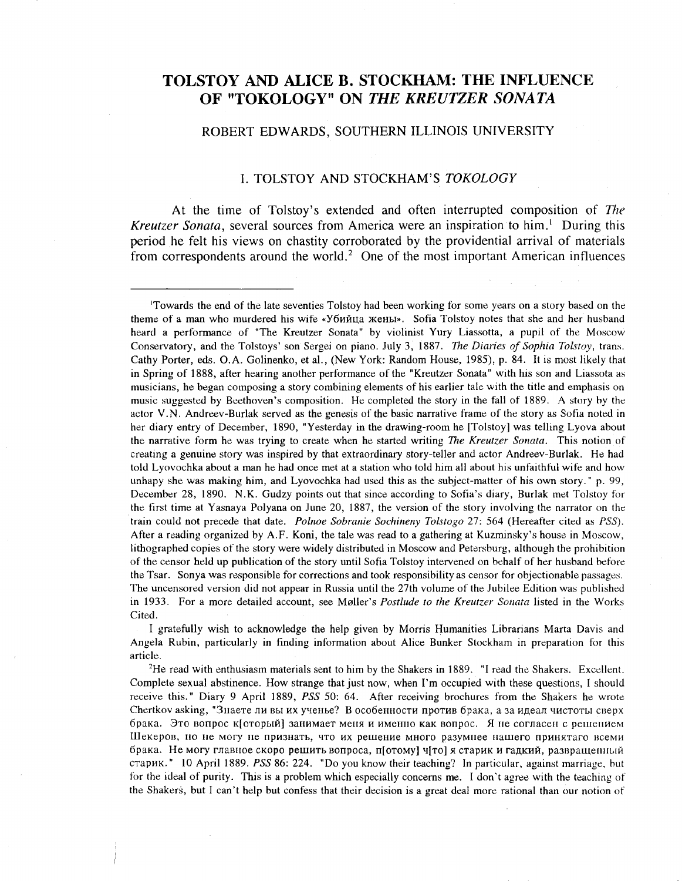# TOLSTOY AND ALICE B. STOCKHAM: THE INFLUENCE OF "TOKOLOGY" ON *THE KREUTZER SONATA*

## ROBERT EDWARDS, SOUTHERN ILLINOIS UNIVERSITY

### I. TOLSTOY AND STOCKHAM'S *TOKOLOGY*

At the time of Tolstoy's extended and often interrupted composition of *The Kreutzer Sonata*, several sources from America were an inspiration to him.[1] During this period he felt his views on chastity corroborated by the providential arrival of materials from correspondents around the world.[2] One of the most important American influences

---

[1]Towards the end of the late seventies Tolstoy had been working for some years on a story based on the theme of a man who murdered his wife «Убийца жены». Sofia Tolstoy notes that she and her husband heard a performance of "The Kreutzer Sonata" by violinist Yury Liassotta, a pupil of the Moscow Conservatory, and the Tolstoys' son Sergei on piano. July 3, 1887. *The Diaries of Sophia Tolstoy*, trans. Cathy Porter, eds. O.A. Golinenko, et al., (New York: Random House, 1985), p. 84. It is most likely that in Spring of 1888, after hearing another performance of the "Kreutzer Sonata" with his son and Liassota as musicians, he began composing a story combining elements of his earlier tale with the title and emphasis on music suggested by Beethoven's composition. He completed the story in the fall of 1889. A story by the actor V.N. Andreev-Burlak served as the genesis of the basic narrative frame of the story as Sofia noted in her diary entry of December, 1890, "Yesterday in the drawing-room he [Tolstoy] was telling Lyova about the narrative form he was trying to create when he started writing *The Kreutzer Sonata*. This notion of creating a genuine story was inspired by that extraordinary story-teller and actor Andreev-Burlak. He had told Lyovochka about a man he had once met at a station who told him all about his unfaithful wife and how unhapy she was making him, and Lyovochka had used this as the subject-matter of his own story." p. 99, December 28, 1890. N.K. Gudzy points out that since according to Sofia's diary, Burlak met Tolstoy for the first time at Yasnaya Polyana on June 20, 1887, the version of the story involving the narrator on the train could not precede that date. *Polnoe Sobranie Sochineny Tolstogo* 27: 564 (Hereafter cited as *PSS*). After a reading organized by A.F. Koni, the tale was read to a gathering at Kuzminsky's house in Moscow, lithographed copies of the story were widely distributed in Moscow and Petersburg, although the prohibition of the censor held up publication of the story until Sofia Tolstoy intervened on behalf of her husband before the Tsar. Sonya was responsible for corrections and took responsibility as censor for objectionable passages. The uncensored version did not appear in Russia until the 27th volume of the Jubilee Edition was published in 1933. For a more detailed account, see Møller's *Postlude to the Kreutzer Sonata* listed in the Works Cited.

I gratefully wish to acknowledge the help given by Morris Humanities Librarians Marta Davis and Angela Rubin, particularly in finding information about Alice Bunker Stockham in preparation for this article.

[2]He read with enthusiasm materials sent to him by the Shakers in 1889. "I read the Shakers. Excellent. Complete sexual abstinence. How strange that just now, when I'm occupied with these questions, I should receive this." Diary 9 April 1889, *PSS* 50: 64. After receiving brochures from the Shakers he wrote Chertkov asking, "Знаете ли вы их ученье? В особенности против брака, а за идеал чистоты сверх брака. Это вопрос к[оторый] занимает меня и именно как вопрос. Я не согласен с решением Шекеров, но не могу не признать, что их решение много разумнее нашего принятаго всеми брака. Не могу главное скоро решить вопроса, п[отому] ч[то] я старик и гадкий, развращенный старик." 10 April 1889. *PSS* 86: 224. "Do you know their teaching? In particular, against marriage, but for the ideal of purity. This is a problem which especially concerns me. I don't agree with the teaching of the Shakers, but I can't help but confess that their decision is a great deal more rational than our notion of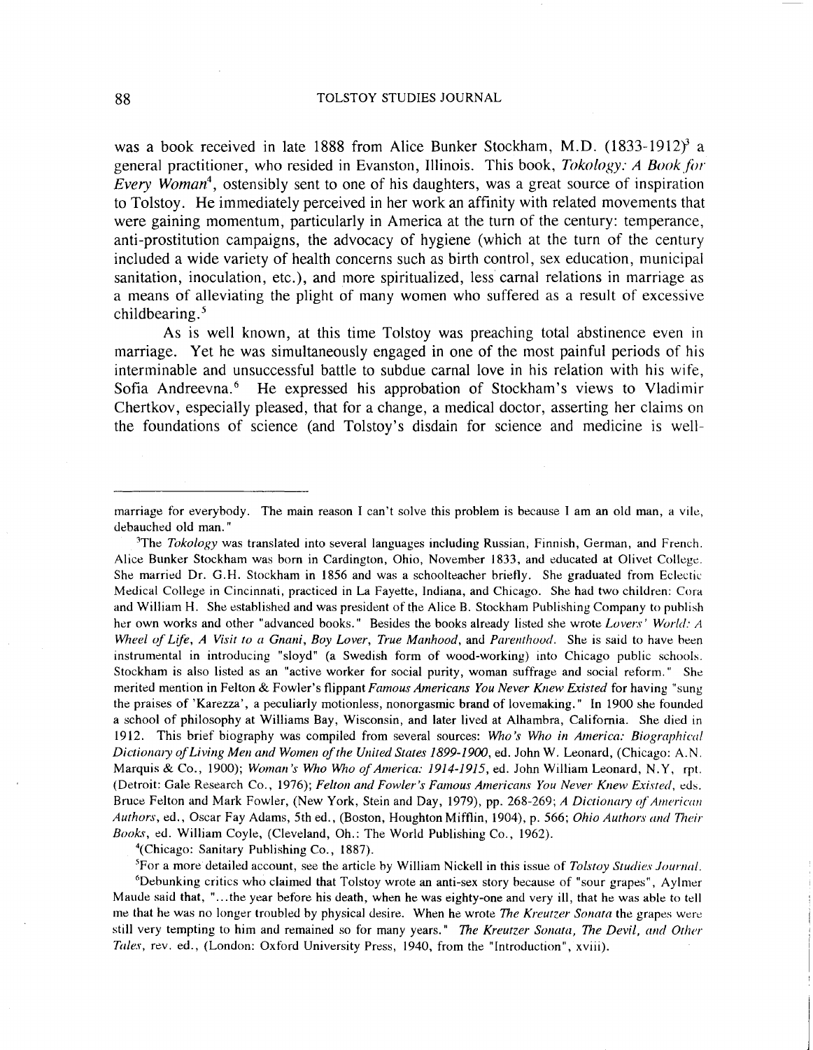was a book received in late 1888 from Alice Bunker Stockham, M.D. (1833-1912)[3] a general practitioner, who resided in Evanston, Illinois. This book, *Tokology: A Book for Every Woman*[4], ostensibly sent to one of his daughters, was a great source of inspiration to Tolstoy. He immediately perceived in her work an affinity with related movements that were gaining momentum, particularly in America at the turn of the century: temperance, anti-prostitution campaigns, the advocacy of hygiene (which at the turn of the century included a wide variety of health concerns such as birth control, sex education, municipal sanitation, inoculation, etc.), and more spiritualized, less carnal relations in marriage as a means of alleviating the plight of many women who suffered as a result of excessive childbearing.[5]

As is well known, at this time Tolstoy was preaching total abstinence even in marriage. Yet he was simultaneously engaged in one of the most painful periods of his interminable and unsuccessful battle to subdue carnal love in his relation with his wife, Sofia Andreevna.[6] He expressed his approbation of Stockham's views to Vladimir Chertkov, especially pleased, that for a change, a medical doctor, asserting her claims on the foundations of science (and Tolstoy's disdain for science and medicine is well-

---

marriage for everybody. The main reason I can't solve this problem is because I am an old man, a vile, debauched old man."

[3]The *Tokology* was translated into several languages including Russian, Finnish, German, and French. Alice Bunker Stockham was born in Cardington, Ohio, November 1833, and educated at Olivet College. She married Dr. G.H. Stockham in 1856 and was a schoolteacher briefly. She graduated from Eclectic Medical College in Cincinnati, practiced in La Fayette, Indiana, and Chicago. She had two children: Cora and William H. She established and was president of the Alice B. Stockham Publishing Company to publish her own works and other "advanced books." Besides the books already listed she wrote *Lovers' World: A Wheel of Life*, *A Visit to a Gnani*, *Boy Lover*, *True Manhood*, and *Parenthood*. She is said to have been instrumental in introducing "sloyd" (a Swedish form of wood-working) into Chicago public schools. Stockham is also listed as an "active worker for social purity, woman suffrage and social reform." She merited mention in Felton & Fowler's flippant *Famous Americans You Never Knew Existed* for having "sung the praises of 'Karezza', a peculiarly motionless, nonorgasmic brand of lovemaking." In 1900 she founded a school of philosophy at Williams Bay, Wisconsin, and later lived at Alhambra, California. She died in 1912. This brief biography was compiled from several sources: *Who's Who in America: Biographical Dictionary of Living Men and Women of the United States 1899-1900*, ed. John W. Leonard, (Chicago: A.N. Marquis & Co., 1900); *Woman's Who Who of America: 1914-1915*, ed. John William Leonard, N.Y, rpt. (Detroit: Gale Research Co., 1976); *Felton and Fowler's Famous Americans You Never Knew Existed*, eds. Bruce Felton and Mark Fowler, (New York, Stein and Day, 1979), pp. 268-269; *A Dictionary of American Authors*, ed., Oscar Fay Adams, 5th ed., (Boston, Houghton Mifflin, 1904), p. 566; *Ohio Authors and Their Books*, ed. William Coyle, (Cleveland, Oh.: The World Publishing Co., 1962).

[4](Chicago: Sanitary Publishing Co., 1887).

[5]For a more detailed account, see the article by William Nickell in this issue of *Tolstoy Studies Journal*.

[6]Debunking critics who claimed that Tolstoy wrote an anti-sex story because of "sour grapes", Aylmer Maude said that, "...the year before his death, when he was eighty-one and very ill, that he was able to tell me that he was no longer troubled by physical desire. When he wrote *The Kreutzer Sonata* the grapes were still very tempting to him and remained so for many years." *The Kreutzer Sonata, The Devil, and Other Tales*, rev. ed., (London: Oxford University Press, 1940, from the "Introduction", xviii).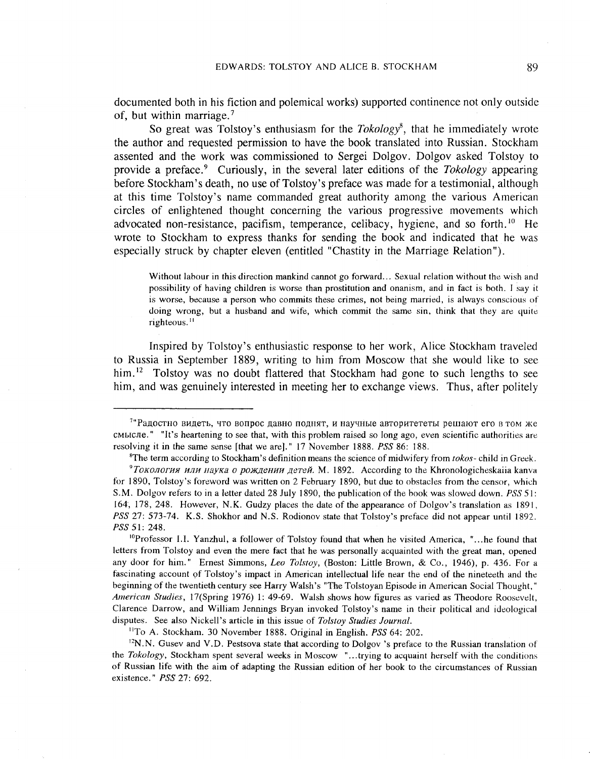documented both in his fiction and polemical works) supported continence not only outside of, but within marriage.[7]

So great was Tolstoy's enthusiasm for the *Tokology*[8], that he immediately wrote the author and requested permission to have the book translated into Russian. Stockham assented and the work was commissioned to Sergei Dolgov. Dolgov asked Tolstoy to provide a preface.[9] Curiously, in the several later editions of the *Tokology* appearing before Stockham's death, no use of Tolstoy's preface was made for a testimonial, although at this time Tolstoy's name commanded great authority among the various American circles of enlightened thought concerning the various progressive movements which advocated non-resistance, pacifism, temperance, celibacy, hygiene, and so forth.[10] He wrote to Stockham to express thanks for sending the book and indicated that he was especially struck by chapter eleven (entitled "Chastity in the Marriage Relation").

> Without labour in this direction mankind cannot go forward... Sexual relation without the wish and possibility of having children is worse than prostitution and onanism, and in fact is both. I say it is worse, because a person who commits these crimes, not being married, is always conscious of doing wrong, but a husband and wife, which commit the same sin, think that they are quite righteous.[11]

Inspired by Tolstoy's enthusiastic response to her work, Alice Stockham traveled to Russia in September 1889, writing to him from Moscow that she would like to see him.[12] Tolstoy was no doubt flattered that Stockham had gone to such lengths to see him, and was genuinely interested in meeting her to exchange views. Thus, after politely

---

[7] "Радостно видеть, что вопрос давно поднят, и научные авторитететы решают его в том же смысле." "It's heartening to see that, with this problem raised so long ago, even scientific authorities are resolving it in the same sense [that we are]." 17 November 1888. *PSS* 86: 188.

[8] The term according to Stockham's definition means the science of midwifery from *tokos*- child in Greek.

[9] *Токология или наука о рождении детей.* M. 1892. According to the Khronologicheskaiia kanva for 1890, Tolstoy's foreword was written on 2 February 1890, but due to obstacles from the censor, which S.M. Dolgov refers to in a letter dated 28 July 1890, the publication of the book was slowed down. *PSS* 51: 164, 178, 248. However, N.K. Gudzy places the date of the appearance of Dolgov's translation as 1891, *PSS* 27: 573-74. K.S. Shokhor and N.S. Rodionov state that Tolstoy's preface did not appear until 1892. *PSS* 51: 248.

[10] Professor I.I. Yanzhul, a follower of Tolstoy found that when he visited America, "...he found that letters from Tolstoy and even the mere fact that he was personally acquainted with the great man, opened any door for him." Ernest Simmons, *Leo Tolstoy*, (Boston: Little Brown, & Co., 1946), p. 436. For a fascinating account of Tolstoy's impact in American intellectual life near the end of the nineteeth and the beginning of the twentieth century see Harry Walsh's "The Tolstoyan Episode in American Social Thought," *American Studies*, 17(Spring 1976) 1: 49-69. Walsh shows how figures as varied as Theodore Roosevelt, Clarence Darrow, and William Jennings Bryan invoked Tolstoy's name in their political and ideological disputes. See also Nickell's article in this issue of *Tolstoy Studies Journal*.

[11] To A. Stockham. 30 November 1888. Original in English. *PSS* 64: 202.

[12] N.N. Gusev and V.D. Pestsova state that according to Dolgov 's preface to the Russian translation of the *Tokology*, Stockham spent several weeks in Moscow "...trying to acquaint herself with the conditions of Russian life with the aim of adapting the Russian edition of her book to the circumstances of Russian existence." *PSS* 27: 692.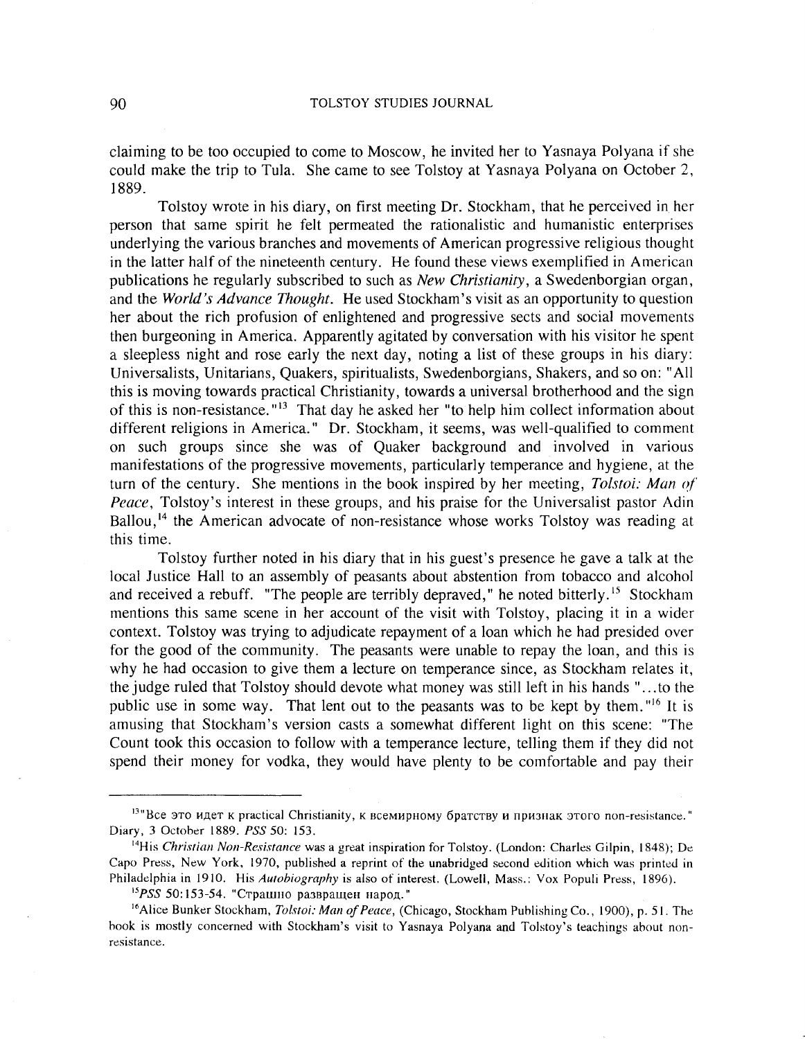claiming to be too occupied to come to Moscow, he invited her to Yasnaya Polyana if she could make the trip to Tula. She came to see Tolstoy at Yasnaya Polyana on October 2, 1889.

Tolstoy wrote in his diary, on first meeting Dr. Stockham, that he perceived in her person that same spirit he felt permeated the rationalistic and humanistic enterprises underlying the various branches and movements of American progressive religious thought in the latter half of the nineteenth century. He found these views exemplified in American publications he regularly subscribed to such as *New Christianity*, a Swedenborgian organ, and the *World's Advance Thought*. He used Stockham's visit as an opportunity to question her about the rich profusion of enlightened and progressive sects and social movements then burgeoning in America. Apparently agitated by conversation with his visitor he spent a sleepless night and rose early the next day, noting a list of these groups in his diary: Universalists, Unitarians, Quakers, spiritualists, Swedenborgians, Shakers, and so on: "All this is moving towards practical Christianity, towards a universal brotherhood and the sign of this is non-resistance."[13] That day he asked her "to help him collect information about different religions in America." Dr. Stockham, it seems, was well-qualified to comment on such groups since she was of Quaker background and involved in various manifestations of the progressive movements, particularly temperance and hygiene, at the turn of the century. She mentions in the book inspired by her meeting, *Tolstoi: Man of Peace*, Tolstoy's interest in these groups, and his praise for the Universalist pastor Adin Ballou,[14] the American advocate of non-resistance whose works Tolstoy was reading at this time.

Tolstoy further noted in his diary that in his guest's presence he gave a talk at the local Justice Hall to an assembly of peasants about abstention from tobacco and alcohol and received a rebuff. "The people are terribly depraved," he noted bitterly.[15] Stockham mentions this same scene in her account of the visit with Tolstoy, placing it in a wider context. Tolstoy was trying to adjudicate repayment of a loan which he had presided over for the good of the community. The peasants were unable to repay the loan, and this is why he had occasion to give them a lecture on temperance since, as Stockham relates it, the judge ruled that Tolstoy should devote what money was still left in his hands "...to the public use in some way. That lent out to the peasants was to be kept by them."[16] It is amusing that Stockham's version casts a somewhat different light on this scene: "The Count took this occasion to follow with a temperance lecture, telling them if they did not spend their money for vodka, they would have plenty to be comfortable and pay their

---

[13] "Все это идет к practical Christianity, к всемирному братству и признак этого non-resistance." Diary, 3 October 1889. *PSS* 50: 153.

[14] His *Christian Non-Resistance* was a great inspiration for Tolstoy. (London: Charles Gilpin, 1848); De Capo Press, New York, 1970, published a reprint of the unabridged second edition which was printed in Philadelphia in 1910. His *Autobiography* is also of interest. (Lowell, Mass.: Vox Populi Press, 1896).

[15] *PSS* 50:153-54. "Страшно развращен народ."

[16] Alice Bunker Stockham, *Tolstoi: Man of Peace*, (Chicago, Stockham Publishing Co., 1900), p. 51. The book is mostly concerned with Stockham's visit to Yasnaya Polyana and Tolstoy's teachings about non-resistance.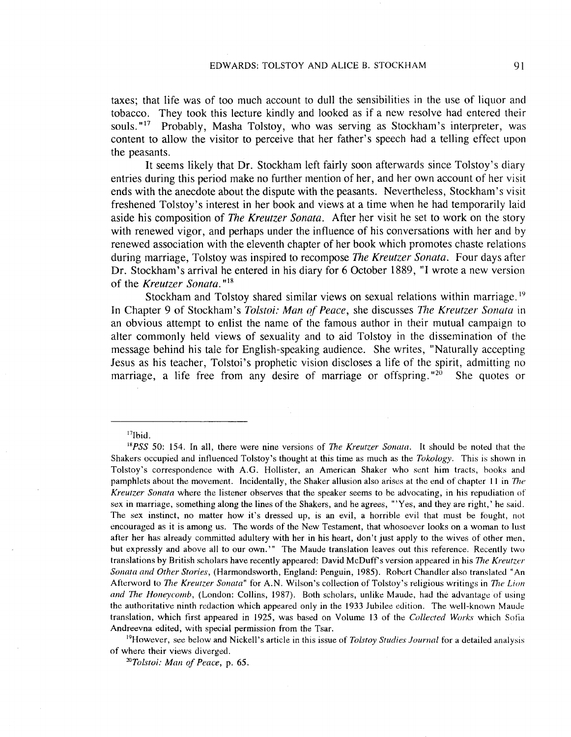taxes; that life was of too much account to dull the sensibilities in the use of liquor and tobacco. They took this lecture kindly and looked as if a new resolve had entered their souls."[17] Probably, Masha Tolstoy, who was serving as Stockham's interpreter, was content to allow the visitor to perceive that her father's speech had a telling effect upon the peasants.

It seems likely that Dr. Stockham left fairly soon afterwards since Tolstoy's diary entries during this period make no further mention of her, and her own account of her visit ends with the anecdote about the dispute with the peasants. Nevertheless, Stockham's visit freshened Tolstoy's interest in her book and views at a time when he had temporarily laid aside his composition of *The Kreutzer Sonata*. After her visit he set to work on the story with renewed vigor, and perhaps under the influence of his conversations with her and by renewed association with the eleventh chapter of her book which promotes chaste relations during marriage, Tolstoy was inspired to recompose *The Kreutzer Sonata*. Four days after Dr. Stockham's arrival he entered in his diary for 6 October 1889, "I wrote a new version of the *Kreutzer Sonata*."[18]

Stockham and Tolstoy shared similar views on sexual relations within marriage.[19] In Chapter 9 of Stockham's *Tolstoi: Man of Peace*, she discusses *The Kreutzer Sonata* in an obvious attempt to enlist the name of the famous author in their mutual campaign to alter commonly held views of sexuality and to aid Tolstoy in the dissemination of the message behind his tale for English-speaking audience. She writes, "Naturally accepting Jesus as his teacher, Tolstoi's prophetic vision discloses a life of the spirit, admitting no marriage, a life free from any desire of marriage or offspring."[20] She quotes or

---

[17]Ibid.

[18]*PSS* 50: 154. In all, there were nine versions of *The Kreutzer Sonata*. It should be noted that the Shakers occupied and influenced Tolstoy's thought at this time as much as the *Tokology*. This is shown in Tolstoy's correspondence with A.G. Hollister, an American Shaker who sent him tracts, books and pamphlets about the movement. Incidentally, the Shaker allusion also arises at the end of chapter 11 in *The Kreutzer Sonata* where the listener observes that the speaker seems to be advocating, in his repudiation of sex in marriage, something along the lines of the Shakers, and he agrees, "'Yes, and they are right,' he said. The sex instinct, no matter how it's dressed up, is an evil, a horrible evil that must be fought, not encouraged as it is among us. The words of the New Testament, that whosoever looks on a woman to lust after her has already committed adultery with her in his heart, don't just apply to the wives of other men, but expressly and above all to our own.'" The Maude translation leaves out this reference. Recently two translations by British scholars have recently appeared: David McDuff's version appeared in his *The Kreutzer Sonata and Other Stories*, (Harmondsworth, England: Penguin, 1985). Robert Chandler also translated "An Afterword to *The Kreutzer Sonata*" for A.N. Wilson's collection of Tolstoy's religious writings in *The Lion and The Honeycomb*, (London: Collins, 1987). Both scholars, unlike Maude, had the advantage of using the authoritative ninth redaction which appeared only in the 1933 Jubilee edition. The well-known Maude translation, which first appeared in 1925, was based on Volume 13 of the *Collected Works* which Sofia Andreevna edited, with special permission from the Tsar.

[19]However, see below and Nickell's article in this issue of *Tolstoy Studies Journal* for a detailed analysis of where their views diverged.

[20]*Tolstoi: Man of Peace*, p. 65.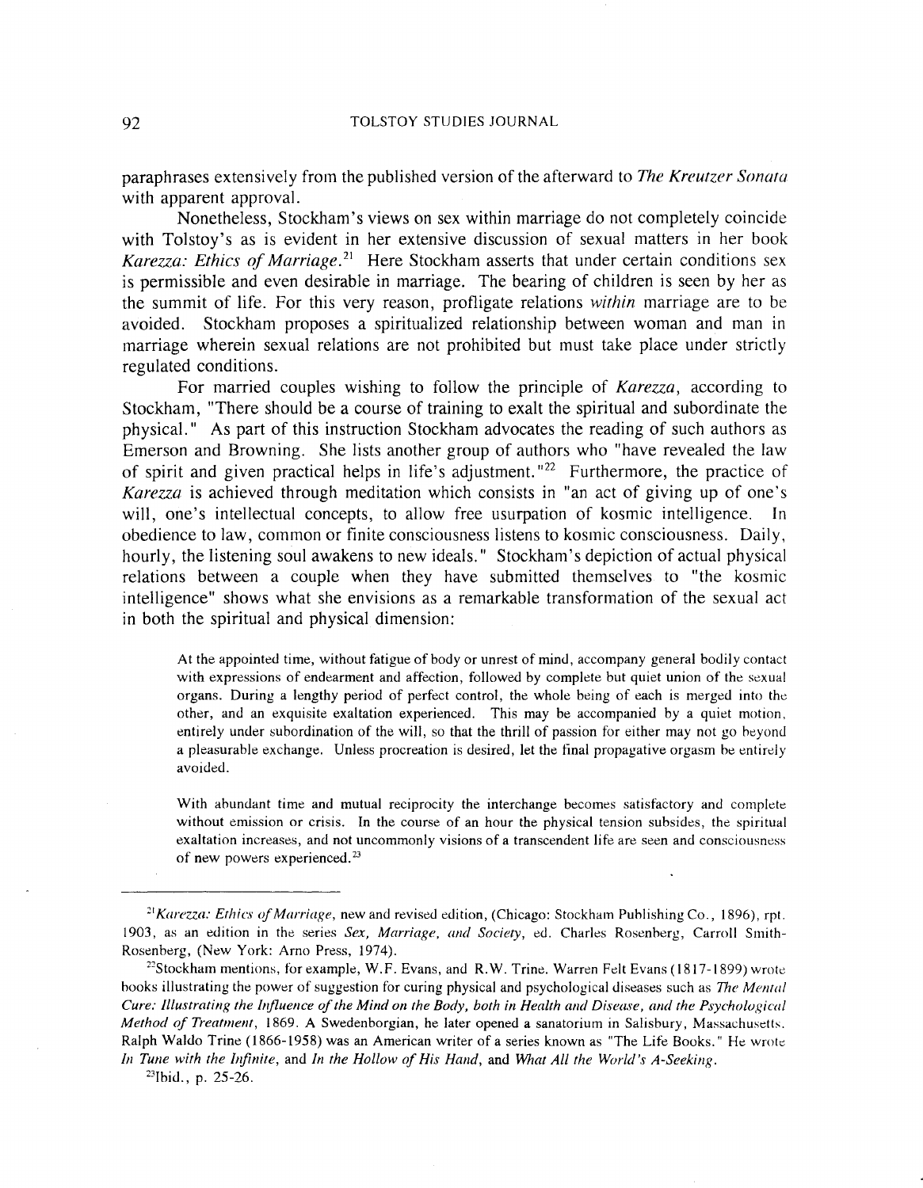paraphrases extensively from the published version of the afterward to *The Kreutzer Sonata* with apparent approval.

Nonetheless, Stockham's views on sex within marriage do not completely coincide with Tolstoy's as is evident in her extensive discussion of sexual matters in her book *Karezza: Ethics of Marriage*.[21] Here Stockham asserts that under certain conditions sex is permissible and even desirable in marriage. The bearing of children is seen by her as the summit of life. For this very reason, profligate relations *within* marriage are to be avoided. Stockham proposes a spiritualized relationship between woman and man in marriage wherein sexual relations are not prohibited but must take place under strictly regulated conditions.

For married couples wishing to follow the principle of *Karezza*, according to Stockham, "There should be a course of training to exalt the spiritual and subordinate the physical." As part of this instruction Stockham advocates the reading of such authors as Emerson and Browning. She lists another group of authors who "have revealed the law of spirit and given practical helps in life's adjustment."[22] Furthermore, the practice of *Karezza* is achieved through meditation which consists in "an act of giving up of one's will, one's intellectual concepts, to allow free usurpation of kosmic intelligence. In obedience to law, common or finite consciousness listens to kosmic consciousness. Daily, hourly, the listening soul awakens to new ideals." Stockham's depiction of actual physical relations between a couple when they have submitted themselves to "the kosmic intelligence" shows what she envisions as a remarkable transformation of the sexual act in both the spiritual and physical dimension:

> At the appointed time, without fatigue of body or unrest of mind, accompany general bodily contact with expressions of endearment and affection, followed by complete but quiet union of the sexual organs. During a lengthy period of perfect control, the whole being of each is merged into the other, and an exquisite exaltation experienced. This may be accompanied by a quiet motion, entirely under subordination of the will, so that the thrill of passion for either may not go beyond a pleasurable exchange. Unless procreation is desired, let the final propagative orgasm be entirely avoided.
>
> With abundant time and mutual reciprocity the interchange becomes satisfactory and complete without emission or crisis. In the course of an hour the physical tension subsides, the spiritual exaltation increases, and not uncommonly visions of a transcendent life are seen and consciousness of new powers experienced.[23]

---

[21] *Karezza: Ethics of Marriage*, new and revised edition, (Chicago: Stockham Publishing Co., 1896), rpt. 1903, as an edition in the series *Sex, Marriage, and Society*, ed. Charles Rosenberg, Carroll Smith-Rosenberg, (New York: Arno Press, 1974).

[22] Stockham mentions, for example, W.F. Evans, and R.W. Trine. Warren Felt Evans (1817-1899) wrote books illustrating the power of suggestion for curing physical and psychological diseases such as *The Mental Cure: Illustrating the Influence of the Mind on the Body, both in Health and Disease, and the Psychological Method of Treatment*, 1869. A Swedenborgian, he later opened a sanatorium in Salisbury, Massachusetts. Ralph Waldo Trine (1866-1958) was an American writer of a series known as "The Life Books." He wrote *In Tune with the Infinite*, and *In the Hollow of His Hand*, and *What All the World's A-Seeking*.

[23] Ibid., p. 25-26.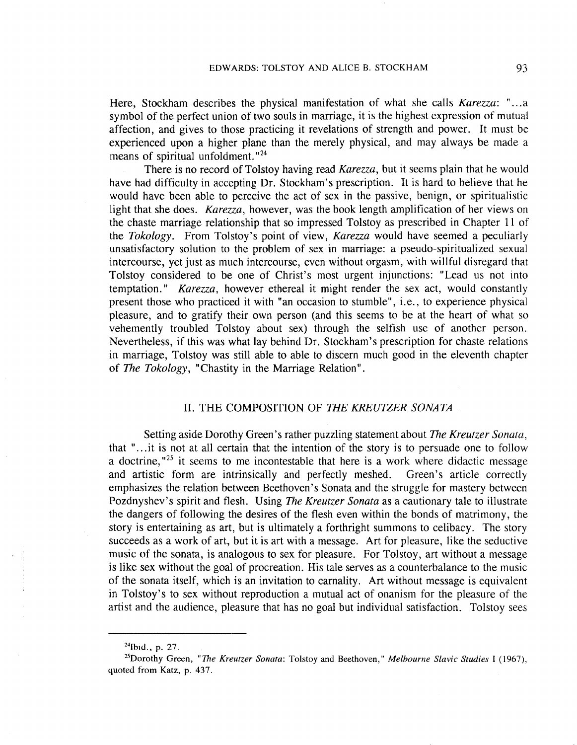Here, Stockham describes the physical manifestation of what she calls *Karezza*: "...a symbol of the perfect union of two souls in marriage, it is the highest expression of mutual affection, and gives to those practicing it revelations of strength and power. It must be experienced upon a higher plane than the merely physical, and may always be made a means of spiritual unfoldment."[24]

There is no record of Tolstoy having read *Karezza*, but it seems plain that he would have had difficulty in accepting Dr. Stockham's prescription. It is hard to believe that he would have been able to perceive the act of sex in the passive, benign, or spiritualistic light that she does. *Karezza*, however, was the book length amplification of her views on the chaste marriage relationship that so impressed Tolstoy as prescribed in Chapter 11 of the *Tokology*. From Tolstoy's point of view, *Karezza* would have seemed a peculiarly unsatisfactory solution to the problem of sex in marriage: a pseudo-spiritualized sexual intercourse, yet just as much intercourse, even without orgasm, with willful disregard that Tolstoy considered to be one of Christ's most urgent injunctions: "Lead us not into temptation." *Karezza*, however ethereal it might render the sex act, would constantly present those who practiced it with "an occasion to stumble", i.e., to experience physical pleasure, and to gratify their own person (and this seems to be at the heart of what so vehemently troubled Tolstoy about sex) through the selfish use of another person. Nevertheless, if this was what lay behind Dr. Stockham's prescription for chaste relations in marriage, Tolstoy was still able to able to discern much good in the eleventh chapter of *The Tokology*, "Chastity in the Marriage Relation".

## II. THE COMPOSITION OF *THE KREUTZER SONATA*

Setting aside Dorothy Green's rather puzzling statement about *The Kreutzer Sonata*, that "...it is not at all certain that the intention of the story is to persuade one to follow a doctrine,"[25] it seems to me incontestable that here is a work where didactic message and artistic form are intrinsically and perfectly meshed. Green's article correctly emphasizes the relation between Beethoven's Sonata and the struggle for mastery between Pozdnyshev's spirit and flesh. Using *The Kreutzer Sonata* as a cautionary tale to illustrate the dangers of following the desires of the flesh even within the bonds of matrimony, the story is entertaining as art, but is ultimately a forthright summons to celibacy. The story succeeds as a work of art, but it is art with a message. Art for pleasure, like the seductive music of the sonata, is analogous to sex for pleasure. For Tolstoy, art without a message is like sex without the goal of procreation. His tale serves as a counterbalance to the music of the sonata itself, which is an invitation to carnality. Art without message is equivalent in Tolstoy's to sex without reproduction a mutual act of onanism for the pleasure of the artist and the audience, pleasure that has no goal but individual satisfaction. Tolstoy sees

---

[24] Ibid., p. 27.

[25] Dorothy Green, "*The Kreutzer Sonata*: Tolstoy and Beethoven," *Melbourne Slavic Studies* I (1967), quoted from Katz, p. 437.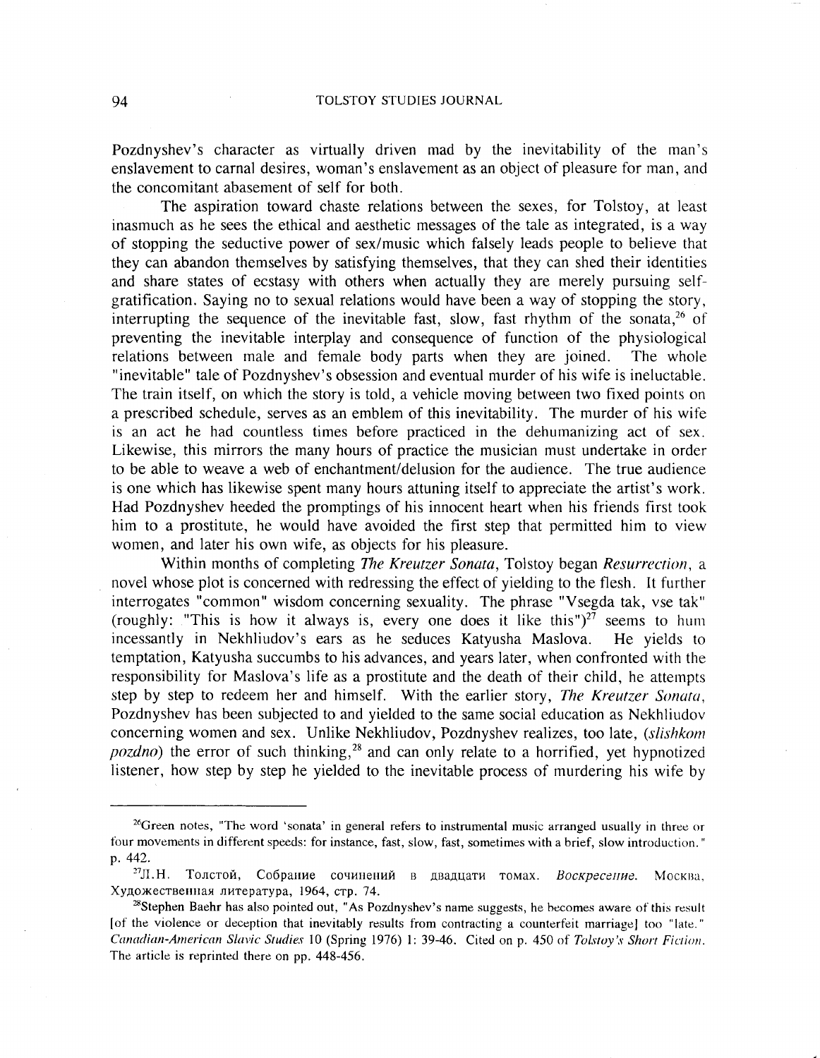Pozdnyshev's character as virtually driven mad by the inevitability of the man's enslavement to carnal desires, woman's enslavement as an object of pleasure for man, and the concomitant abasement of self for both.

The aspiration toward chaste relations between the sexes, for Tolstoy, at least inasmuch as he sees the ethical and aesthetic messages of the tale as integrated, is a way of stopping the seductive power of sex/music which falsely leads people to believe that they can abandon themselves by satisfying themselves, that they can shed their identities and share states of ecstasy with others when actually they are merely pursuing self-gratification. Saying no to sexual relations would have been a way of stopping the story, interrupting the sequence of the inevitable fast, slow, fast rhythm of the sonata,[26] of preventing the inevitable interplay and consequence of function of the physiological relations between male and female body parts when they are joined. The whole "inevitable" tale of Pozdnyshev's obsession and eventual murder of his wife is ineluctable. The train itself, on which the story is told, a vehicle moving between two fixed points on a prescribed schedule, serves as an emblem of this inevitability. The murder of his wife is an act he had countless times before practiced in the dehumanizing act of sex. Likewise, this mirrors the many hours of practice the musician must undertake in order to be able to weave a web of enchantment/delusion for the audience. The true audience is one which has likewise spent many hours attuning itself to appreciate the artist's work. Had Pozdnyshev heeded the promptings of his innocent heart when his friends first took him to a prostitute, he would have avoided the first step that permitted him to view women, and later his own wife, as objects for his pleasure.

Within months of completing *The Kreutzer Sonata*, Tolstoy began *Resurrection*, a novel whose plot is concerned with redressing the effect of yielding to the flesh. It further interrogates "common" wisdom concerning sexuality. The phrase "Vsegda tak, vse tak" (roughly: "This is how it always is, every one does it like this")[27] seems to hum incessantly in Nekhliudov's ears as he seduces Katyusha Maslova. He yields to temptation, Katyusha succumbs to his advances, and years later, when confronted with the responsibility for Maslova's life as a prostitute and the death of their child, he attempts step by step to redeem her and himself. With the earlier story, *The Kreutzer Sonata*, Pozdnyshev has been subjected to and yielded to the same social education as Nekhliudov concerning women and sex. Unlike Nekhliudov, Pozdnyshev realizes, too late, (*slishkom pozdno*) the error of such thinking,[28] and can only relate to a horrified, yet hypnotized listener, how step by step he yielded to the inevitable process of murdering his wife by

---

[26]Green notes, "The word 'sonata' in general refers to instrumental music arranged usually in three or four movements in different speeds: for instance, fast, slow, fast, sometimes with a brief, slow introduction." p. 442.

[27]Л.Н. Толстой, Собрание сочинений в двадцати томах. *Воскресение*. Москва, Художественная литература, 1964, стр. 74.

[28]Stephen Baehr has also pointed out, "As Pozdnyshev's name suggests, he becomes aware of this result [of the violence or deception that inevitably results from contracting a counterfeit marriage] too "late." *Canadian-American Slavic Studies* 10 (Spring 1976) 1: 39-46. Cited on p. 450 of *Tolstoy's Short Fiction*. The article is reprinted there on pp. 448-456.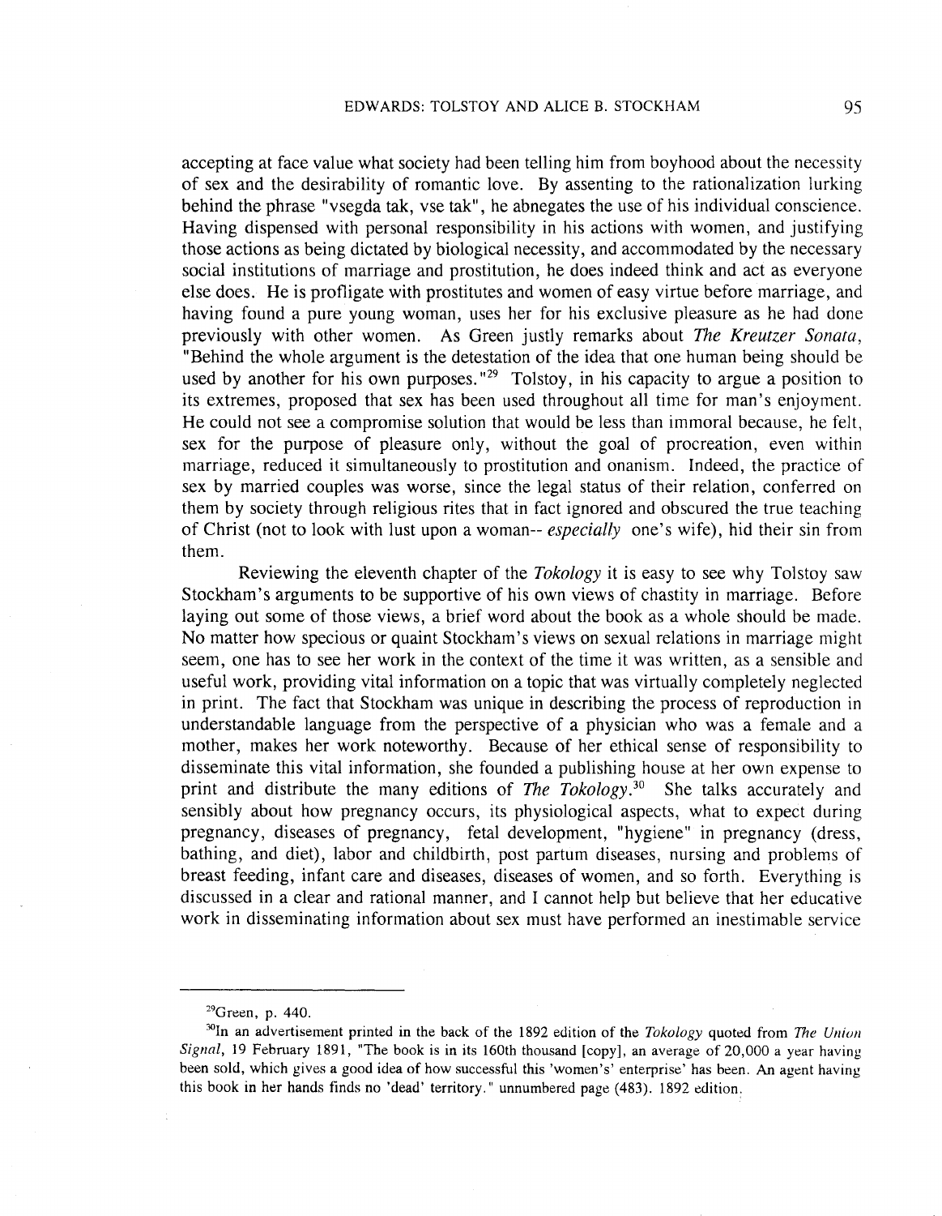accepting at face value what society had been telling him from boyhood about the necessity of sex and the desirability of romantic love. By assenting to the rationalization lurking behind the phrase "vsegda tak, vse tak", he abnegates the use of his individual conscience. Having dispensed with personal responsibility in his actions with women, and justifying those actions as being dictated by biological necessity, and accommodated by the necessary social institutions of marriage and prostitution, he does indeed think and act as everyone else does. He is profligate with prostitutes and women of easy virtue before marriage, and having found a pure young woman, uses her for his exclusive pleasure as he had done previously with other women. As Green justly remarks about *The Kreutzer Sonata*, "Behind the whole argument is the detestation of the idea that one human being should be used by another for his own purposes."[29] Tolstoy, in his capacity to argue a position to its extremes, proposed that sex has been used throughout all time for man's enjoyment. He could not see a compromise solution that would be less than immoral because, he felt, sex for the purpose of pleasure only, without the goal of procreation, even within marriage, reduced it simultaneously to prostitution and onanism. Indeed, the practice of sex by married couples was worse, since the legal status of their relation, conferred on them by society through religious rites that in fact ignored and obscured the true teaching of Christ (not to look with lust upon a woman-- *especially* one's wife), hid their sin from them.

Reviewing the eleventh chapter of the *Tokology* it is easy to see why Tolstoy saw Stockham's arguments to be supportive of his own views of chastity in marriage. Before laying out some of those views, a brief word about the book as a whole should be made. No matter how specious or quaint Stockham's views on sexual relations in marriage might seem, one has to see her work in the context of the time it was written, as a sensible and useful work, providing vital information on a topic that was virtually completely neglected in print. The fact that Stockham was unique in describing the process of reproduction in understandable language from the perspective of a physician who was a female and a mother, makes her work noteworthy. Because of her ethical sense of responsibility to disseminate this vital information, she founded a publishing house at her own expense to print and distribute the many editions of *The Tokology*.[30] She talks accurately and sensibly about how pregnancy occurs, its physiological aspects, what to expect during pregnancy, diseases of pregnancy, fetal development, "hygiene" in pregnancy (dress, bathing, and diet), labor and childbirth, post partum diseases, nursing and problems of breast feeding, infant care and diseases, diseases of women, and so forth. Everything is discussed in a clear and rational manner, and I cannot help but believe that her educative work in disseminating information about sex must have performed an inestimable service

---

[29]Green, p. 440.

[30]In an advertisement printed in the back of the 1892 edition of the *Tokology* quoted from *The Union Signal*, 19 February 1891, "The book is in its 160th thousand [copy], an average of 20,000 a year having been sold, which gives a good idea of how successful this 'women's' enterprise' has been. An agent having this book in her hands finds no 'dead' territory." unnumbered page (483). 1892 edition.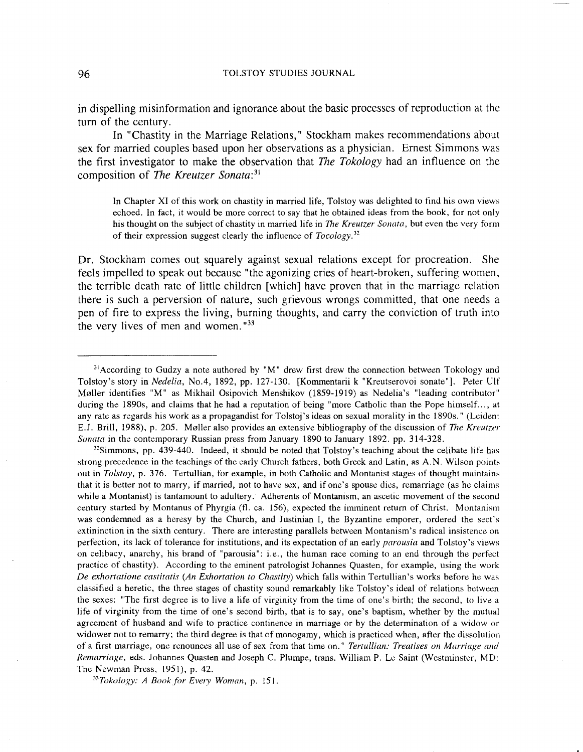in dispelling misinformation and ignorance about the basic processes of reproduction at the turn of the century.

In "Chastity in the Marriage Relations," Stockham makes recommendations about sex for married couples based upon her observations as a physician. Ernest Simmons was the first investigator to make the observation that *The Tokology* had an influence on the composition of *The Kreutzer Sonata*:[31]

> In Chapter XI of this work on chastity in married life, Tolstoy was delighted to find his own views echoed. In fact, it would be more correct to say that he obtained ideas from the book, for not only his thought on the subject of chastity in married life in *The Kreutzer Sonata*, but even the very form of their expression suggest clearly the influence of *Tocology*.[32]

Dr. Stockham comes out squarely against sexual relations except for procreation. She feels impelled to speak out because "the agonizing cries of heart-broken, suffering women, the terrible death rate of little children [which] have proven that in the marriage relation there is such a perversion of nature, such grievous wrongs committed, that one needs a pen of fire to express the living, burning thoughts, and carry the conviction of truth into the very lives of men and women."[33]

---

[31] According to Gudzy a note authored by "M" drew first drew the connection between Tokology and Tolstoy's story in *Nedelia*, No.4, 1892, pp. 127-130. [Kommentarii k "Kreutserovoi sonate"]. Peter Ulf Møller identifies "M" as Mikhail Osipovich Menshikov (1859-1919) as Nedelia's "leading contributor" during the 1890s, and claims that he had a reputation of being "more Catholic than the Pope himself..., at any rate as regards his work as a propagandist for Tolstoj's ideas on sexual morality in the 1890s." (Leiden: E.J. Brill, 1988), p. 205. Møller also provides an extensive bibliography of the discussion of *The Kreutzer Sonata* in the contemporary Russian press from January 1890 to January 1892. pp. 314-328.

[32] Simmons, pp. 439-440. Indeed, it should be noted that Tolstoy's teaching about the celibate life has strong precedence in the teachings of the early Church fathers, both Greek and Latin, as A.N. Wilson points out in *Tolstoy*, p. 376. Tertullian, for example, in both Catholic and Montanist stages of thought maintains that it is better not to marry, if married, not to have sex, and if one's spouse dies, remarriage (as he claims while a Montanist) is tantamount to adultery. Adherents of Montanism, an ascetic movement of the second century started by Montanus of Phyrgia (fl. ca. 156), expected the imminent return of Christ. Montanism was condemned as a heresy by the Church, and Justinian I, the Byzantine emporer, ordered the sect's extininction in the sixth century. There are interesting parallels between Montanism's radical insistence on perfection, its lack of tolerance for institutions, and its expectation of an early *parousia* and Tolstoy's views on celibacy, anarchy, his brand of "parousia": i.e., the human race coming to an end through the perfect practice of chastity). According to the eminent patrologist Johannes Quasten, for example, using the work *De exhortatione castitatis* (*An Exhortation to Chastity*) which falls within Tertullian's works before he was classified a heretic, the three stages of chastity sound remarkably like Tolstoy's ideal of relations between the sexes: "The first degree is to live a life of virginity from the time of one's birth; the second, to live a life of virginity from the time of one's second birth, that is to say, one's baptism, whether by the mutual agreement of husband and wife to practice continence in marriage or by the determination of a widow or widower not to remarry; the third degree is that of monogamy, which is practiced when, after the dissolution of a first marriage, one renounces all use of sex from that time on." *Tertullian: Treatises on Marriage and Remarriage*, eds. Johannes Quasten and Joseph C. Plumpe, trans. William P. Le Saint (Westminster, MD: The Newman Press, 1951), p. 42.

[33] *Tokology: A Book for Every Woman*, p. 151.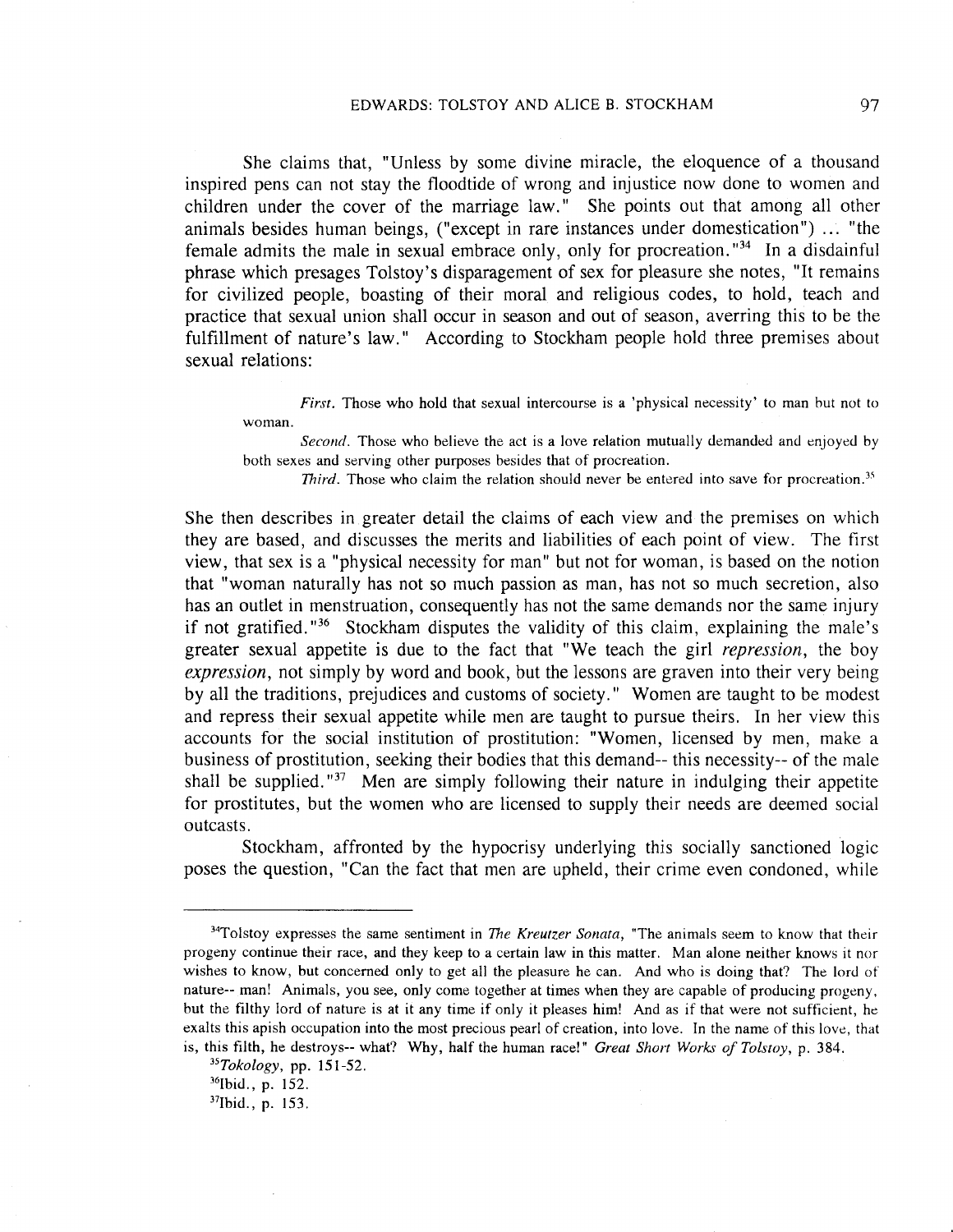She claims that, "Unless by some divine miracle, the eloquence of a thousand inspired pens can not stay the floodtide of wrong and injustice now done to women and children under the cover of the marriage law." She points out that among all other animals besides human beings, ("except in rare instances under domestication") ... "the female admits the male in sexual embrace only, only for procreation."[34] In a disdainful phrase which presages Tolstoy's disparagement of sex for pleasure she notes, "It remains for civilized people, boasting of their moral and religious codes, to hold, teach and practice that sexual union shall occur in season and out of season, averring this to be the fulfillment of nature's law." According to Stockham people hold three premises about sexual relations:

> *First.* Those who hold that sexual intercourse is a 'physical necessity' to man but not to woman.
>
> *Second.* Those who believe the act is a love relation mutually demanded and enjoyed by both sexes and serving other purposes besides that of procreation.
>
> *Third.* Those who claim the relation should never be entered into save for procreation.[35]

She then describes in greater detail the claims of each view and the premises on which they are based, and discusses the merits and liabilities of each point of view. The first view, that sex is a "physical necessity for man" but not for woman, is based on the notion that "woman naturally has not so much passion as man, has not so much secretion, also has an outlet in menstruation, consequently has not the same demands nor the same injury if not gratified."[36] Stockham disputes the validity of this claim, explaining the male's greater sexual appetite is due to the fact that "We teach the girl *repression*, the boy *expression*, not simply by word and book, but the lessons are graven into their very being by all the traditions, prejudices and customs of society." Women are taught to be modest and repress their sexual appetite while men are taught to pursue theirs. In her view this accounts for the social institution of prostitution: "Women, licensed by men, make a business of prostitution, seeking their bodies that this demand-- this necessity-- of the male shall be supplied."[37] Men are simply following their nature in indulging their appetite for prostitutes, but the women who are licensed to supply their needs are deemed social outcasts.

Stockham, affronted by the hypocrisy underlying this socially sanctioned logic poses the question, "Can the fact that men are upheld, their crime even condoned, while

---

[34] Tolstoy expresses the same sentiment in *The Kreutzer Sonata*, "The animals seem to know that their progeny continue their race, and they keep to a certain law in this matter. Man alone neither knows it nor wishes to know, but concerned only to get all the pleasure he can. And who is doing that? The lord of nature-- man! Animals, you see, only come together at times when they are capable of producing progeny, but the filthy lord of nature is at it any time if only it pleases him! And as if that were not sufficient, he exalts this apish occupation into the most precious pearl of creation, into love. In the name of this love, that is, this filth, he destroys-- what? Why, half the human race!" *Great Short Works of Tolstoy*, p. 384.

[35] *Tokology*, pp. 151-52.

[36] Ibid., p. 152.

[37] Ibid., p. 153.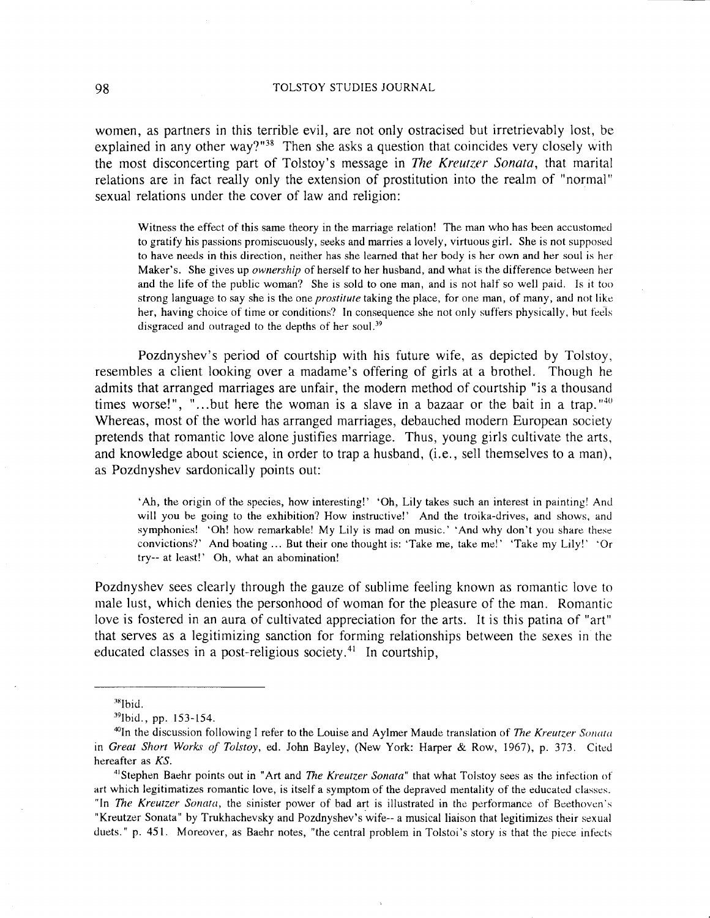women, as partners in this terrible evil, are not only ostracised but irretrievably lost, be explained in any other way?"[38] Then she asks a question that coincides very closely with the most disconcerting part of Tolstoy's message in *The Kreutzer Sonata*, that marital relations are in fact really only the extension of prostitution into the realm of "normal" sexual relations under the cover of law and religion:

> Witness the effect of this same theory in the marriage relation! The man who has been accustomed to gratify his passions promiscuously, seeks and marries a lovely, virtuous girl. She is not supposed to have needs in this direction, neither has she learned that her body is her own and her soul is her Maker's. She gives up *ownership* of herself to her husband, and what is the difference between her and the life of the public woman? She is sold to one man, and is not half so well paid. Is it too strong language to say she is the one *prostitute* taking the place, for one man, of many, and not like her, having choice of time or conditions? In consequence she not only suffers physically, but feels disgraced and outraged to the depths of her soul.[39]

Pozdnyshev's period of courtship with his future wife, as depicted by Tolstoy, resembles a client looking over a madame's offering of girls at a brothel. Though he admits that arranged marriages are unfair, the modern method of courtship "is a thousand times worse!", "...but here the woman is a slave in a bazaar or the bait in a trap."[40] Whereas, most of the world has arranged marriages, debauched modern European society pretends that romantic love alone justifies marriage. Thus, young girls cultivate the arts, and knowledge about science, in order to trap a husband, (i.e., sell themselves to a man), as Pozdnyshev sardonically points out:

> 'Ah, the origin of the species, how interesting!' 'Oh, Lily takes such an interest in painting! And will you be going to the exhibition? How instructive!' And the troika-drives, and shows, and symphonies! 'Oh! how remarkable! My Lily is mad on music.' 'And why don't you share these convictions?' And boating ... But their one thought is: 'Take me, take me!' 'Take my Lily!' 'Or try-- at least!' Oh, what an abomination!

Pozdnyshev sees clearly through the gauze of sublime feeling known as romantic love to male lust, which denies the personhood of woman for the pleasure of the man. Romantic love is fostered in an aura of cultivated appreciation for the arts. It is this patina of "art" that serves as a legitimizing sanction for forming relationships between the sexes in the educated classes in a post-religious society.[41] In courtship,

---

[38] Ibid.

[39] Ibid., pp. 153-154.

[40] In the discussion following I refer to the Louise and Aylmer Maude translation of *The Kreutzer Sonata* in *Great Short Works of Tolstoy*, ed. John Bayley, (New York: Harper & Row, 1967), p. 373. Cited hereafter as *KS*.

[41] Stephen Baehr points out in "Art and *The Kreutzer Sonata*" that what Tolstoy sees as the infection of art which legitimatizes romantic love, is itself a symptom of the depraved mentality of the educated classes. "In *The Kreutzer Sonata*, the sinister power of bad art is illustrated in the performance of Beethoven's "Kreutzer Sonata" by Trukhachevsky and Pozdnyshev's wife-- a musical liaison that legitimizes their sexual duets." p. 451. Moreover, as Baehr notes, "the central problem in Tolstoi's story is that the piece infects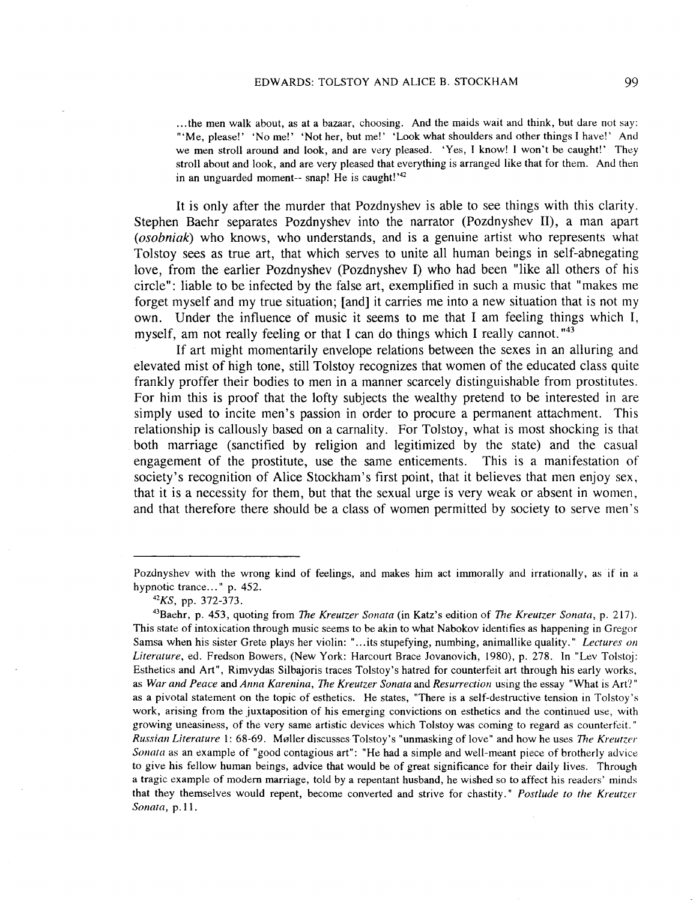> ...the men walk about, as at a bazaar, choosing. And the maids wait and think, but dare not say: "'Me, please!' 'No me!' 'Not her, but me!' 'Look what shoulders and other things I have!' And we men stroll around and look, and are very pleased. 'Yes, I know! I won't be caught!' They stroll about and look, and are very pleased that everything is arranged like that for them. And then in an unguarded moment-- snap! He is caught!'[42]

It is only after the murder that Pozdnyshev is able to see things with this clarity. Stephen Baehr separates Pozdnyshev into the narrator (Pozdnyshev II), a man apart (*osobniak*) who knows, who understands, and is a genuine artist who represents what Tolstoy sees as true art, that which serves to unite all human beings in self-abnegating love, from the earlier Pozdnyshev (Pozdnyshev I) who had been "like all others of his circle": liable to be infected by the false art, exemplified in such a music that "makes me forget myself and my true situation; [and] it carries me into a new situation that is not my own. Under the influence of music it seems to me that I am feeling things which I, myself, am not really feeling or that I can do things which I really cannot."[43]

If art might momentarily envelope relations between the sexes in an alluring and elevated mist of high tone, still Tolstoy recognizes that women of the educated class quite frankly proffer their bodies to men in a manner scarcely distinguishable from prostitutes. For him this is proof that the lofty subjects the wealthy pretend to be interested in are simply used to incite men's passion in order to procure a permanent attachment. This relationship is callously based on a carnality. For Tolstoy, what is most shocking is that both marriage (sanctified by religion and legitimized by the state) and the casual engagement of the prostitute, use the same enticements. This is a manifestation of society's recognition of Alice Stockham's first point, that it believes that men enjoy sex, that it is a necessity for them, but that the sexual urge is very weak or absent in women, and that therefore there should be a class of women permitted by society to serve men's

---

Pozdnyshev with the wrong kind of feelings, and makes him act immorally and irrationally, as if in a hypnotic trance..." p. 452.

[42]*KS*, pp. 372-373.

[43]Baehr, p. 453, quoting from *The Kreutzer Sonata* (in Katz's edition of *The Kreutzer Sonata*, p. 217). This state of intoxication through music seems to be akin to what Nabokov identifies as happening in Gregor Samsa when his sister Grete plays her violin: "...its stupefying, numbing, animallike quality." *Lectures on Literature*, ed. Fredson Bowers, (New York: Harcourt Brace Jovanovich, 1980), p. 278. In "Lev Tolstoj: Esthetics and Art", Rimvydas Silbajoris traces Tolstoy's hatred for counterfeit art through his early works, as *War and Peace* and *Anna Karenina*, *The Kreutzer Sonata* and *Resurrection* using the essay "What is Art?" as a pivotal statement on the topic of esthetics. He states, "There is a self-destructive tension in Tolstoy's work, arising from the juxtaposition of his emerging convictions on esthetics and the continued use, with growing uneasiness, of the very same artistic devices which Tolstoy was coming to regard as counterfeit." *Russian Literature* 1: 68-69. Møller discusses Tolstoy's "unmasking of love" and how he uses *The Kreutzer Sonata* as an example of "good contagious art": "He had a simple and well-meant piece of brotherly advice to give his fellow human beings, advice that would be of great significance for their daily lives. Through a tragic example of modern marriage, told by a repentant husband, he wished so to affect his readers' minds that they themselves would repent, become converted and strive for chastity." *Postlude to the Kreutzer Sonata*, p.11.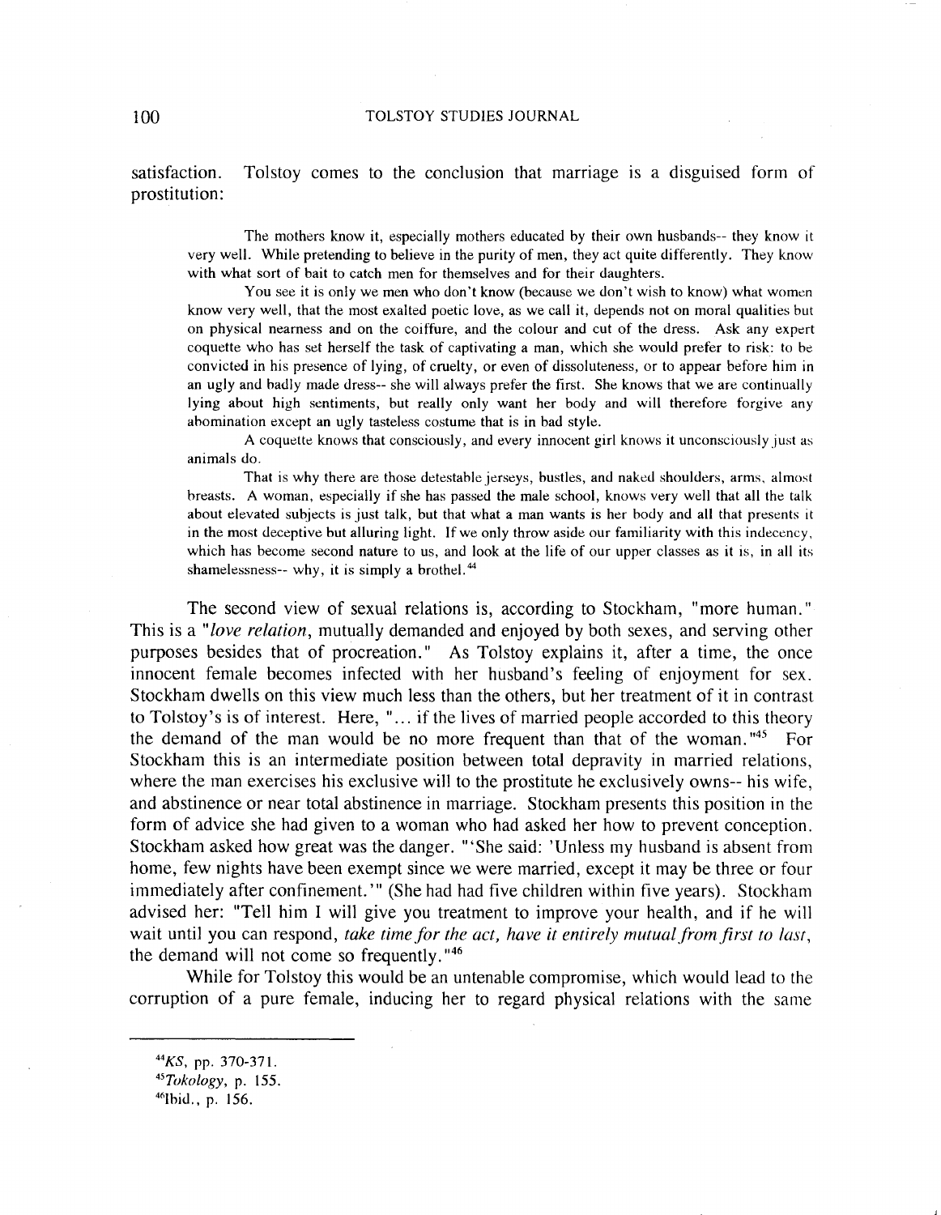satisfaction. Tolstoy comes to the conclusion that marriage is a disguised form of prostitution:

> The mothers know it, especially mothers educated by their own husbands-- they know it very well. While pretending to believe in the purity of men, they act quite differently. They know with what sort of bait to catch men for themselves and for their daughters.
>
> You see it is only we men who don't know (because we don't wish to know) what women know very well, that the most exalted poetic love, as we call it, depends not on moral qualities but on physical nearness and on the coiffure, and the colour and cut of the dress. Ask any expert coquette who has set herself the task of captivating a man, which she would prefer to risk: to be convicted in his presence of lying, of cruelty, or even of dissoluteness, or to appear before him in an ugly and badly made dress-- she will always prefer the first. She knows that we are continually lying about high sentiments, but really only want her body and will therefore forgive any abomination except an ugly tasteless costume that is in bad style.
>
> A coquette knows that consciously, and every innocent girl knows it unconsciously just as animals do.
>
> That is why there are those detestable jerseys, bustles, and naked shoulders, arms, almost breasts. A woman, especially if she has passed the male school, knows very well that all the talk about elevated subjects is just talk, but that what a man wants is her body and all that presents it in the most deceptive but alluring light. If we only throw aside our familiarity with this indecency, which has become second nature to us, and look at the life of our upper classes as it is, in all its shamelessness-- why, it is simply a brothel.[44]

The second view of sexual relations is, according to Stockham, "more human." This is a "*love relation*, mutually demanded and enjoyed by both sexes, and serving other purposes besides that of procreation." As Tolstoy explains it, after a time, the once innocent female becomes infected with her husband's feeling of enjoyment for sex. Stockham dwells on this view much less than the others, but her treatment of it in contrast to Tolstoy's is of interest. Here, "... if the lives of married people accorded to this theory the demand of the man would be no more frequent than that of the woman."[45] For Stockham this is an intermediate position between total depravity in married relations, where the man exercises his exclusive will to the prostitute he exclusively owns-- his wife, and abstinence or near total abstinence in marriage. Stockham presents this position in the form of advice she had given to a woman who had asked her how to prevent conception. Stockham asked how great was the danger. "'She said: 'Unless my husband is absent from home, few nights have been exempt since we were married, except it may be three or four immediately after confinement.'" (She had had five children within five years). Stockham advised her: "Tell him I will give you treatment to improve your health, and if he will wait until you can respond, *take time for the act, have it entirely mutual from first to last*, the demand will not come so frequently."[46]

While for Tolstoy this would be an untenable compromise, which would lead to the corruption of a pure female, inducing her to regard physical relations with the same

---

[44] *KS*, pp. 370-371.

[45] *Tokology*, p. 155.

[46] Ibid., p. 156.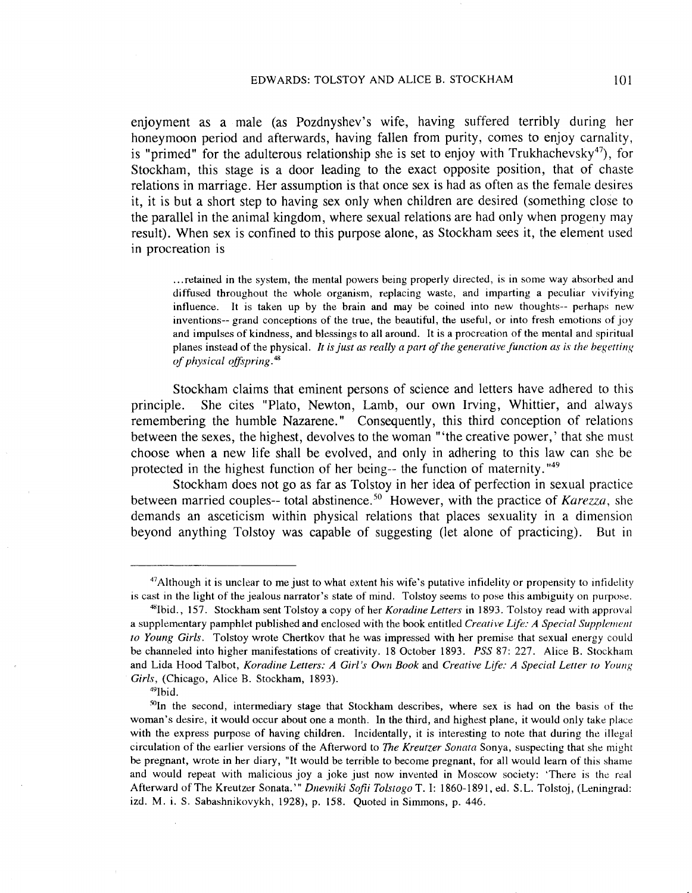enjoyment as a male (as Pozdnyshev's wife, having suffered terribly during her honeymoon period and afterwards, having fallen from purity, comes to enjoy carnality, is "primed" for the adulterous relationship she is set to enjoy with Trukhachevsky[47]), for Stockham, this stage is a door leading to the exact opposite position, that of chaste relations in marriage. Her assumption is that once sex is had as often as the female desires it, it is but a short step to having sex only when children are desired (something close to the parallel in the animal kingdom, where sexual relations are had only when progeny may result). When sex is confined to this purpose alone, as Stockham sees it, the element used in procreation is

> ...retained in the system, the mental powers being properly directed, is in some way absorbed and diffused throughout the whole organism, replacing waste, and imparting a peculiar vivifying influence. It is taken up by the brain and may be coined into new thoughts-- perhaps new inventions-- grand conceptions of the true, the beautiful, the useful, or into fresh emotions of joy and impulses of kindness, and blessings to all around. It is a procreation of the mental and spiritual planes instead of the physical. *It is just as really a part of the generative function as is the begetting of physical offspring.*[48]

Stockham claims that eminent persons of science and letters have adhered to this principle. She cites "Plato, Newton, Lamb, our own Irving, Whittier, and always remembering the humble Nazarene." Consequently, this third conception of relations between the sexes, the highest, devolves to the woman "'the creative power,' that she must choose when a new life shall be evolved, and only in adhering to this law can she be protected in the highest function of her being-- the function of maternity."[49]

Stockham does not go as far as Tolstoy in her idea of perfection in sexual practice between married couples-- total abstinence.[50] However, with the practice of *Karezza*, she demands an asceticism within physical relations that places sexuality in a dimension beyond anything Tolstoy was capable of suggesting (let alone of practicing). But in

---

[47]Although it is unclear to me just to what extent his wife's putative infidelity or propensity to infidelity is cast in the light of the jealous narrator's state of mind. Tolstoy seems to pose this ambiguity on purpose.

[48]Ibid., 157. Stockham sent Tolstoy a copy of her *Koradine Letters* in 1893. Tolstoy read with approval a supplementary pamphlet published and enclosed with the book entitled *Creative Life: A Special Supplement to Young Girls*. Tolstoy wrote Chertkov that he was impressed with her premise that sexual energy could be channeled into higher manifestations of creativity. 18 October 1893. *PSS* 87: 227. Alice B. Stockham and Lida Hood Talbot, *Koradine Letters: A Girl's Own Book* and *Creative Life: A Special Letter to Young Girls*, (Chicago, Alice B. Stockham, 1893).

[49]Ibid.

[50]In the second, intermediary stage that Stockham describes, where sex is had on the basis of the woman's desire, it would occur about once a month. In the third, and highest plane, it would only take place with the express purpose of having children. Incidentally, it is interesting to note that during the illegal circulation of the earlier versions of the Afterword to *The Kreutzer Sonata* Sonya, suspecting that she might be pregnant, wrote in her diary, "It would be terrible to become pregnant, for all would learn of this shame and would repeat with malicious joy a joke just now invented in Moscow society: 'There is the real Afterward of The Kreutzer Sonata.'" *Dnevniki Sofii Tolstogo* T. I: 1860-1891, ed. S.L. Tolstoj, (Leningrad: izd. M. i. S. Sabashnikovykh, 1928), p. 158. Quoted in Simmons, p. 446.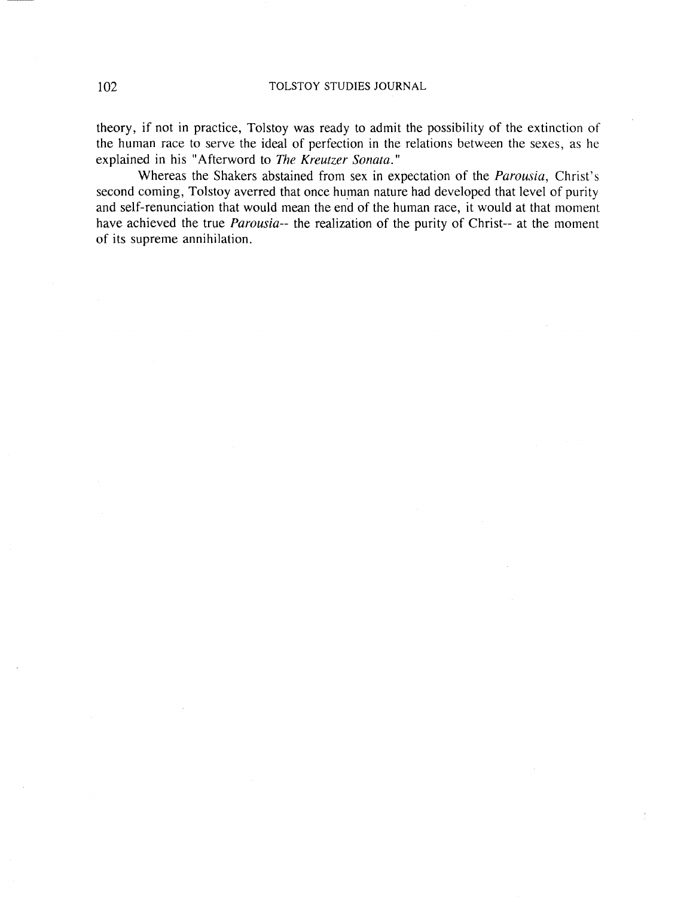theory, if not in practice, Tolstoy was ready to admit the possibility of the extinction of the human race to serve the ideal of perfection in the relations between the sexes, as he explained in his "Afterword to *The Kreutzer Sonata*."

Whereas the Shakers abstained from sex in expectation of the *Parousia*, Christ's second coming, Tolstoy averred that once human nature had developed that level of purity and self-renunciation that would mean the end of the human race, it would at that moment have achieved the true *Parousia*-- the realization of the purity of Christ-- at the moment of its supreme annihilation.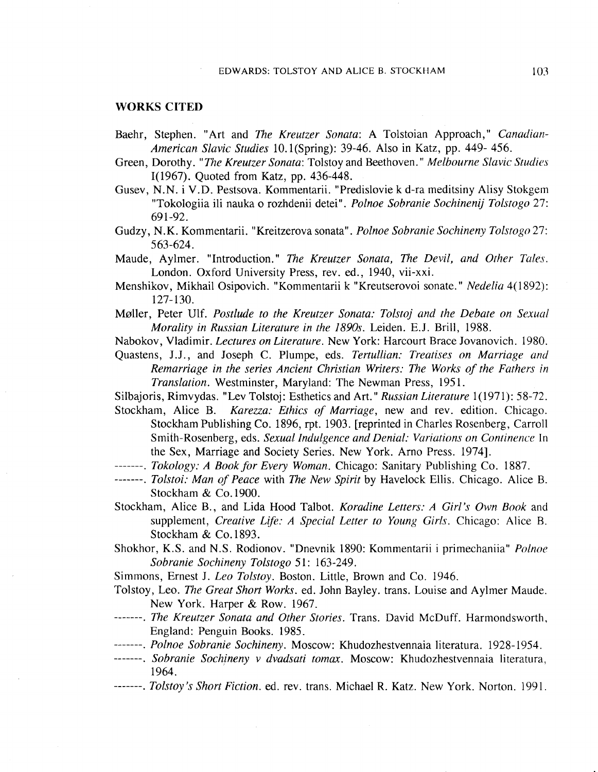## WORKS CITED

Baehr, Stephen. "Art and *The Kreutzer Sonata*: A Tolstoian Approach," *Canadian-American Slavic Studies* 10.1(Spring): 39-46. Also in Katz, pp. 449- 456.

Green, Dorothy. "*The Kreutzer Sonata*: Tolstoy and Beethoven." *Melbourne Slavic Studies* I(1967). Quoted from Katz, pp. 436-448.

Gusev, N.N. i V.D. Pestsova. Kommentarii. "Predislovie k d-ra meditsiny Alisy Stokgem "Tokologiia ili nauka o rozhdenii detei". *Polnoe Sobranie Sochinenij Tolstogo* 27: 691-92.

Gudzy, N.K. Kommentarii. "Kreitzerova sonata". *Polnoe Sobranie Sochineny Tolstogo* 27: 563-624.

Maude, Aylmer. "Introduction." *The Kreutzer Sonata, The Devil, and Other Tales*. London. Oxford University Press, rev. ed., 1940, vii-xxi.

Menshikov, Mikhail Osipovich. "Kommentarii k "Kreutserovoi sonate." *Nedelia* 4(1892): 127-130.

Møller, Peter Ulf. *Postlude to the Kreutzer Sonata: Tolstoj and the Debate on Sexual Morality in Russian Literature in the 1890s*. Leiden. E.J. Brill, 1988.

Nabokov, Vladimir. *Lectures on Literature*. New York: Harcourt Brace Jovanovich. 1980.

Quastens, J.J., and Joseph C. Plumpe, eds. *Tertullian: Treatises on Marriage and Remarriage in the series Ancient Christian Writers: The Works of the Fathers in Translation*. Westminster, Maryland: The Newman Press, 1951.

Silbajoris, Rimvydas. "Lev Tolstoj: Esthetics and Art." *Russian Literature* 1(1971): 58-72.

Stockham, Alice B. *Karezza: Ethics of Marriage*, new and rev. edition. Chicago. Stockham Publishing Co. 1896, rpt. 1903. [reprinted in Charles Rosenberg, Carroll Smith-Rosenberg, eds. *Sexual Indulgence and Denial: Variations on Continence* In the Sex, Marriage and Society Series. New York. Arno Press. 1974].

-------. *Tokology: A Book for Every Woman*. Chicago: Sanitary Publishing Co. 1887.

-------. *Tolstoi: Man of Peace* with *The New Spirit* by Havelock Ellis. Chicago. Alice B. Stockham & Co.1900.

Stockham, Alice B., and Lida Hood Talbot. *Koradine Letters: A Girl's Own Book* and supplement, *Creative Life: A Special Letter to Young Girls*. Chicago: Alice B. Stockham & Co.1893.

Shokhor, K.S. and N.S. Rodionov. "Dnevnik 1890: Kommentarii i primechaniia" *Polnoe Sobranie Sochineny Tolstogo* 51: 163-249.

Simmons, Ernest J. *Leo Tolstoy*. Boston. Little, Brown and Co. 1946.

Tolstoy, Leo. *The Great Short Works*. ed. John Bayley. trans. Louise and Aylmer Maude. New York. Harper & Row. 1967.

-------. *The Kreutzer Sonata and Other Stories*. Trans. David McDuff. Harmondsworth, England: Penguin Books. 1985.

-------. *Polnoe Sobranie Sochineny*. Moscow: Khudozhestvennaia literatura. 1928-1954.

-------. *Sobranie Sochineny v dvadsati tomax*. Moscow: Khudozhestvennaia literatura, 1964.

-------. *Tolstoy's Short Fiction*. ed. rev. trans. Michael R. Katz. New York. Norton. 1991.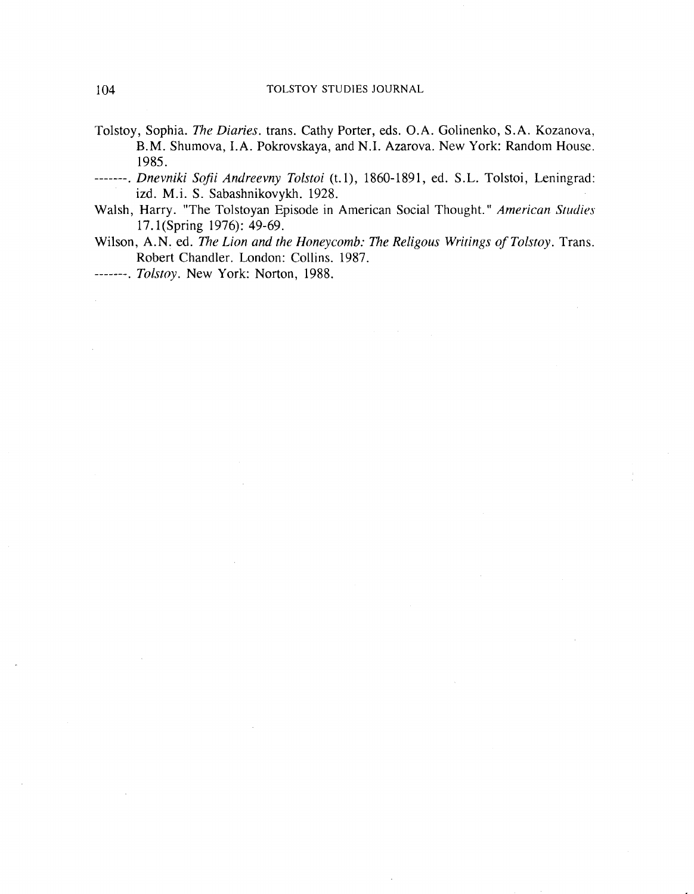Tolstoy, Sophia. *The Diaries*. trans. Cathy Porter, eds. O.A. Golinenko, S.A. Kozanova, B.M. Shumova, I.A. Pokrovskaya, and N.I. Azarova. New York: Random House. 1985.

-------. *Dnevniki Sofii Andreevny Tolstoi* (t.1), 1860-1891, ed. S.L. Tolstoi, Leningrad: izd. M.i. S. Sabashnikovykh. 1928.

Walsh, Harry. "The Tolstoyan Episode in American Social Thought." *American Studies* 17.1(Spring 1976): 49-69.

Wilson, A.N. ed. *The Lion and the Honeycomb: The Religous Writings of Tolstoy*. Trans. Robert Chandler. London: Collins. 1987.

-------. *Tolstoy*. New York: Norton, 1988.